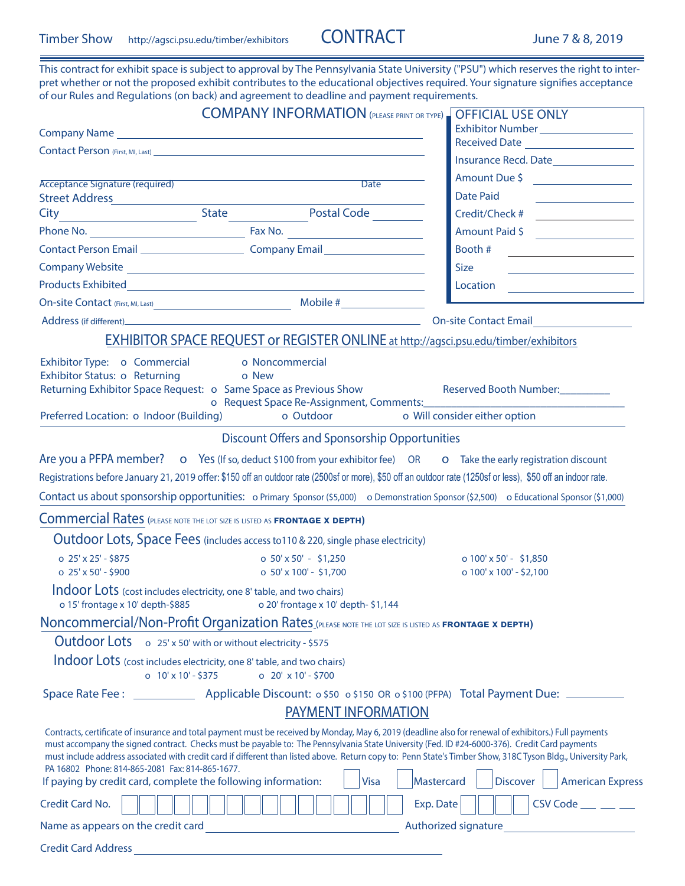Timber Show http://agsci.psu.edu/timber/exhibitors

# CONTRACT

June 7 & 8, 2019

This contract for exhibit space is subject to approval by The Pennsylvania State University ("PSU") which reserves the right to interpret whether or not the proposed exhibit contributes to the educational objectives required. Your signature signifies acceptance of our Rules and Regulations (on back) and agreement to deadline and payment requirements.

## COMPANY INFORMATION (PLEASE PRINT OR TYPE)

Company Name ______________________________

Contact Person (First, MI, Last) ______________________________

Acceptance Signature (required) ______________________________ Date __________

Street Address ______________________________

City __________ State __________ Postal Code __________

Phone No. __________ Fax No. __________

Contact Person Email __________ Company Email __________

Company Website ______________________________

Products Exhibited ______________________________

On-site Contact (First, MI, Last) __________ Mobile # __________

Address (if different) ______________________________ On-site Contact Email __________

### OFFICIAL USE ONLY

Exhibitor Number __________

Received Date __________

Insurance Recd. Date __________

Amount Due $ __________

Date Paid __________

Credit/Check # __________

Amount Paid $ __________

Booth # __________

Size __________

Location __________

## EXHIBITOR SPACE REQUEST or REGISTER ONLINE at http://agsci.psu.edu/timber/exhibitors

Exhibitor Type: o Commercial o Noncommercial

Exhibitor Status: o Returning o New

Returning Exhibitor Space Request: o Same Space as Previous Show Reserved Booth Number: __________

o Request Space Re-Assignment, Comments: ______________________________

Preferred Location: o Indoor (Building) o Outdoor o Will consider either option

### Discount Offers and Sponsorship Opportunities

Are you a PFPA member? o Yes (If so, deduct $100 from your exhibitor fee) OR o Take the early registration discount

Registrations before January 21, 2019 offer: $150 off an outdoor rate (2500sf or more), $50 off an outdoor rate (1250sf or less), $50 off an indoor rate.

Contact us about sponsorship opportunities: o Primary Sponsor ($5,000) o Demonstration Sponsor ($2,500) o Educational Sponsor ($1,000)

## Commercial Rates (PLEASE NOTE THE LOT SIZE IS LISTED AS **FRONTAGE X DEPTH**)

### Outdoor Lots, Space Fees (includes access to110 & 220, single phase electricity)

- o 25' x 25' - $875
- o 25' x 50' - $900
- o 50' x 50' - $1,250
- o 50' x 100' - $1,700
- o 100' x 50' - $1,850
- o 100' x 100' - $2,100

### Indoor Lots (cost includes electricity, one 8' table, and two chairs)

- o 15' frontage x 10' depth-$885
- o 20' frontage x 10' depth- $1,144

## Noncommercial/Non-Profit Organization Rates (PLEASE NOTE THE LOT SIZE IS LISTED AS **FRONTAGE X DEPTH**)

### Outdoor Lots

- o 25' x 50' with or without electricity - $575

### Indoor Lots (cost includes electricity, one 8' table, and two chairs)

- o 10' x 10' - $375
- o 20' x 10' - $700

Space Rate Fee : __________ Applicable Discount: o $50 o $150 OR o $100 (PFPA) Total Payment Due: __________

## PAYMENT INFORMATION

Contracts, certificate of insurance and total payment must be received by Monday, May 6, 2019 (deadline also for renewal of exhibitors.) Full payments must accompany the signed contract. Checks must be payable to: The Pennsylvania State University (Fed. ID #24-6000-376). Credit Card payments must include address associated with credit card if different than listed above. Return copy to: Penn State's Timber Show, 318C Tyson Bldg., University Park, PA 16802 Phone: 814-865-2081 Fax: 814-865-1677.

If paying by credit card, complete the following information: ☐ Visa ☐ Mastercard ☐ Discover ☐ American Express

Credit Card No. ☐☐☐☐☐☐☐☐☐☐☐☐☐☐☐☐ Exp. Date ☐☐☐☐ CSV Code ___ ___ ___

Name as appears on the credit card ______________________________ Authorized signature __________

Credit Card Address ______________________________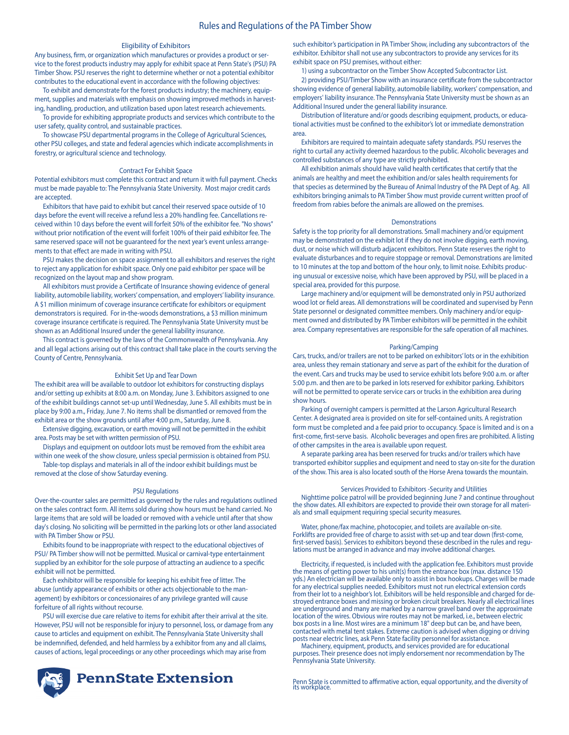# Rules and Regulations of the PA Timber Show

## Eligibility of Exhibitors

Any business, firm, or organization which manufactures or provides a product or service to the forest products industry may apply for exhibit space at Penn State's (PSU) PA Timber Show. PSU reserves the right to determine whether or not a potential exhibitor contributes to the educational event in accordance with the following objectives:

To exhibit and demonstrate for the forest products industry; the machinery, equipment, supplies and materials with emphasis on showing improved methods in harvesting, handling, production, and utilization based upon latest research achievements.

To provide for exhibiting appropriate products and services which contribute to the user safety, quality control, and sustainable practices.

To showcase PSU departmental programs in the College of Agricultural Sciences, other PSU colleges, and state and federal agencies which indicate accomplishments in forestry, or agricultural science and technology.

## Contract For Exhibit Space

Potential exhibitors must complete this contract and return it with full payment. Checks must be made payable to: The Pennsylvania State University. Most major credit cards are accepted.

Exhibitors that have paid to exhibit but cancel their reserved space outside of 10 days before the event will receive a refund less a 20% handling fee. Cancellations received within 10 days before the event will forfeit 50% of the exhibitor fee. "No shows" without prior notification of the event will forfeit 100% of their paid exhibitor fee. The same reserved space will not be guaranteed for the next year's event unless arrangements to that effect are made in writing with PSU.

PSU makes the decision on space assignment to all exhibitors and reserves the right to reject any application for exhibit space. Only one paid exhibitor per space will be recognized on the layout map and show program.

All exhibitors must provide a Certificate of Insurance showing evidence of general liability, automobile liability, workers' compensation, and employers' liability insurance. A $1 million minimum of coverage insurance certificate for exhibitors or equipment demonstrators is required. For in-the-woods demonstrations, a $3 million minimum coverage insurance certificate is required. The Pennsylvania State University must be shown as an Additional Insured under the general liability insurance.

This contract is governed by the laws of the Commonwealth of Pennsylvania. Any and all legal actions arising out of this contract shall take place in the courts serving the County of Centre, Pennsylvania.

## Exhibit Set Up and Tear Down

The exhibit area will be available to outdoor lot exhibitors for constructing displays and/or setting up exhibits at 8:00 a.m. on Monday, June 3. Exhibitors assigned to one of the exhibit buildings cannot set-up until Wednesday, June 5. All exhibits must be in place by 9:00 a.m., Friday, June 7. No items shall be dismantled or removed from the exhibit area or the show grounds until after 4:00 p.m., Saturday, June 8.

Extensive digging, excavation, or earth moving will not be permitted in the exhibit area. Posts may be set with written permission of PSU.

Displays and equipment on outdoor lots must be removed from the exhibit area within one week of the show closure, unless special permission is obtained from PSU.

Table-top displays and materials in all of the indoor exhibit buildings must be removed at the close of show Saturday evening.

## PSU Regulations

Over-the-counter sales are permitted as governed by the rules and regulations outlined on the sales contract form. All items sold during show hours must be hand carried. No large items that are sold will be loaded or removed with a vehicle until after that show day's closing. No soliciting will be permitted in the parking lots or other land associated with PA Timber Show or PSU.

Exhibits found to be inappropriate with respect to the educational objectives of PSU/ PA Timber show will not be permitted. Musical or carnival-type entertainment supplied by an exhibitor for the sole purpose of attracting an audience to a specific exhibit will not be permitted.

Each exhibitor will be responsible for keeping his exhibit free of litter. The abuse (untidy appearance of exhibits or other acts objectionable to the management) by exhibitors or concessionaires of any privilege granted will cause forfeiture of all rights without recourse.

PSU will exercise due care relative to items for exhibit after their arrival at the site. However, PSU will not be responsible for injury to personnel, loss, or damage from any cause to articles and equipment on exhibit. The Pennsylvania State University shall be indemnified, defended, and held harmless by a exhibitor from any and all claims, causes of actions, legal proceedings or any other proceedings which may arise from such exhibitor's participation in PA Timber Show, including any subcontractors of the exhibitor. Exhibitor shall not use any subcontractors to provide any services for its exhibit space on PSU premises, without either:

1) using a subcontractor on the Timber Show Accepted Subcontractor List.

2) providing PSU/Timber Show with an insurance certificate from the subcontractor showing evidence of general liability, automobile liability, workers' compensation, and employers' liability insurance. The Pennsylvania State University must be shown as an Additional Insured under the general liability insurance.

Distribution of literature and/or goods describing equipment, products, or educational activities must be confined to the exhibitor's lot or immediate demonstration area.

Exhibitors are required to maintain adequate safety standards. PSU reserves the right to curtail any activity deemed hazardous to the public. Alcoholic beverages and controlled substances of any type are strictly prohibited.

All exhibition animals should have valid health certificates that certify that the animals are healthy and meet the exhibition and/or sales health requirements for that species as determined by the Bureau of Animal Industry of the PA Dept of Ag. All exhibitors bringing animals to PA Timber Show must provide current written proof of freedom from rabies before the animals are allowed on the premises.

## Demonstrations

Safety is the top priority for all demonstrations. Small machinery and/or equipment may be demonstrated on the exhibit lot if they do not involve digging, earth moving, dust, or noise which will disturb adjacent exhibitors. Penn State reserves the right to evaluate disturbances and to require stoppage or removal. Demonstrations are limited to 10 minutes at the top and bottom of the hour only, to limit noise. Exhibits producing unusual or excessive noise, which have been approved by PSU, will be placed in a special area, provided for this purpose.

Large machinery and/or equipment will be demonstrated only in PSU authorized wood lot or field areas. All demonstrations will be coordinated and supervised by Penn State personnel or designated committee members. Only machinery and/or equipment owned and distributed by PA Timber exhibitors will be permitted in the exhibit area. Company representatives are responsible for the safe operation of all machines.

## Parking/Camping

Cars, trucks, and/or trailers are not to be parked on exhibitors' lots or in the exhibition area, unless they remain stationary and serve as part of the exhibit for the duration of the event. Cars and trucks may be used to service exhibit lots before 9:00 a.m. or after 5:00 p.m. and then are to be parked in lots reserved for exhibitor parking. Exhibitors will not be permitted to operate service cars or trucks in the exhibition area during show hours.

Parking of overnight campers is permitted at the Larson Agricultural Research Center. A designated area is provided on site for self-contained units. A registration form must be completed and a fee paid prior to occupancy. Space is limited and is on a first-come, first-serve basis. Alcoholic beverages and open fires are prohibited. A listing of other campsites in the area is available upon request.

A separate parking area has been reserved for trucks and/or trailers which have transported exhibitor supplies and equipment and need to stay on-site for the duration of the show. This area is also located south of the Horse Arena towards the mountain.

## Services Provided to Exhibitors -Security and Utilities

Nighttime police patrol will be provided beginning June 7 and continue throughout the show dates. All exhibitors are expected to provide their own storage for all materials and small equipment requiring special security measures.

Water, phone/fax machine, photocopier, and toilets are available on-site. Forklifts are provided free of charge to assist with set-up and tear down (first-come, first-served basis). Services to exhibitors beyond these described in the rules and regulations must be arranged in advance and may involve additional charges.

Electricity, if requested, is included with the application fee. Exhibitors must provide the means of getting power to his unit(s) from the entrance box (max. distance 150 yds.) An electrician will be available only to assist in box hookups. Charges will be made for any electrical supplies needed. Exhibitors must not run electrical extension cords from their lot to a neighbor's lot. Exhibitors will be held responsible and charged for destroyed entrance boxes and missing or broken circuit breakers. Nearly all electrical lines are underground and many are marked by a narrow gravel band over the approximate location of the wires. Obvious wire routes may not be marked, i.e., between electric box posts in a line. Most wires are a minimum 18" deep but can be, and have been, contacted with metal tent stakes. Extreme caution is advised when digging or driving posts near electric lines, ask Penn State facility personnel for assistance.

Machinery, equipment, products, and services provided are for educational purposes. Their presence does not imply endorsement nor recommendation by The Pennsylvania State University.

PennState Extension

Penn State is committed to affirmative action, equal opportunity, and the diversity of its workplace.